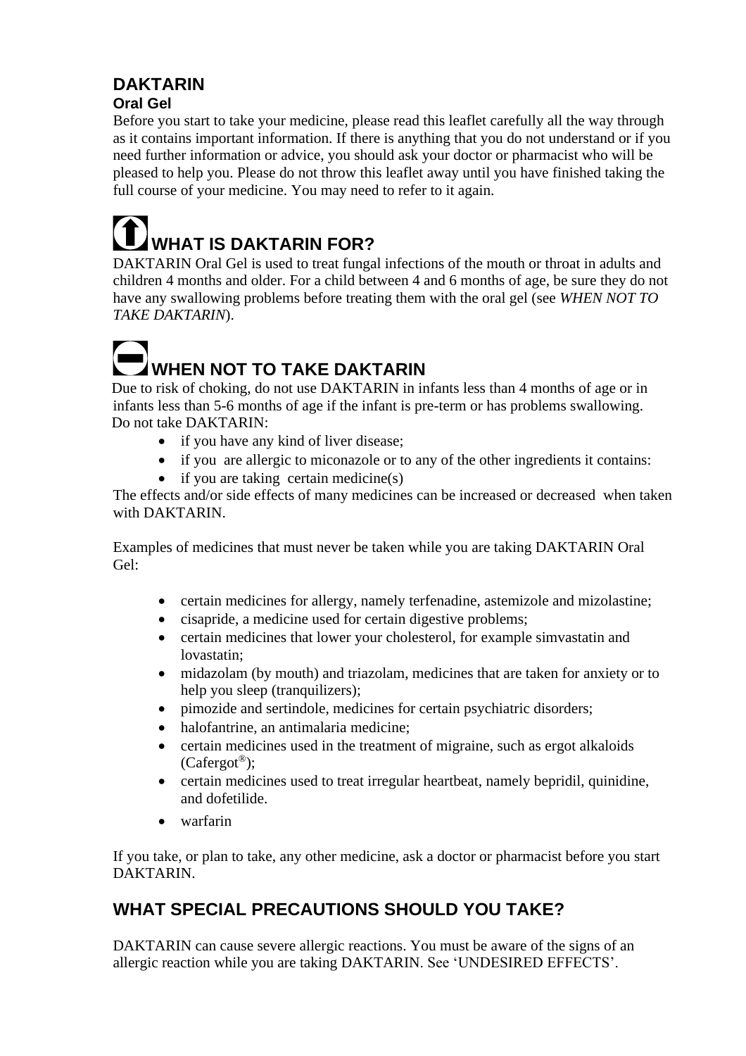# DAKTARIN

### Oral Gel

Before you start to take your medicine, please read this leaflet carefully all the way through as it contains important information. If there is anything that you do not understand or if you need further information or advice, you should ask your doctor or pharmacist who will be pleased to help you. Please do not throw this leaflet away until you have finished taking the full course of your medicine. You may need to refer to it again.

## WHAT IS DAKTARIN FOR?

DAKTARIN Oral Gel is used to treat fungal infections of the mouth or throat in adults and children 4 months and older. For a child between 4 and 6 months of age, be sure they do not have any swallowing problems before treating them with the oral gel (see *WHEN NOT TO TAKE DAKTARIN*).

## WHEN NOT TO TAKE DAKTARIN

Due to risk of choking, do not use DAKTARIN in infants less than 4 months of age or in infants less than 5-6 months of age if the infant is pre-term or has problems swallowing.

Do not take DAKTARIN:

- if you have any kind of liver disease;
- if you are allergic to miconazole or to any of the other ingredients it contains:
- if you are taking certain medicine(s)

The effects and/or side effects of many medicines can be increased or decreased when taken with DAKTARIN.

Examples of medicines that must never be taken while you are taking DAKTARIN Oral Gel:

- certain medicines for allergy, namely terfenadine, astemizole and mizolastine;
- cisapride, a medicine used for certain digestive problems;
- certain medicines that lower your cholesterol, for example simvastatin and lovastatin;
- midazolam (by mouth) and triazolam, medicines that are taken for anxiety or to help you sleep (tranquilizers);
- pimozide and sertindole, medicines for certain psychiatric disorders;
- halofantrine, an antimalaria medicine;
- certain medicines used in the treatment of migraine, such as ergot alkaloids (Cafergot®);
- certain medicines used to treat irregular heartbeat, namely bepridil, quinidine, and dofetilide.
- warfarin

If you take, or plan to take, any other medicine, ask a doctor or pharmacist before you start DAKTARIN.

## WHAT SPECIAL PRECAUTIONS SHOULD YOU TAKE?

DAKTARIN can cause severe allergic reactions. You must be aware of the signs of an allergic reaction while you are taking DAKTARIN. See 'UNDESIRED EFFECTS'.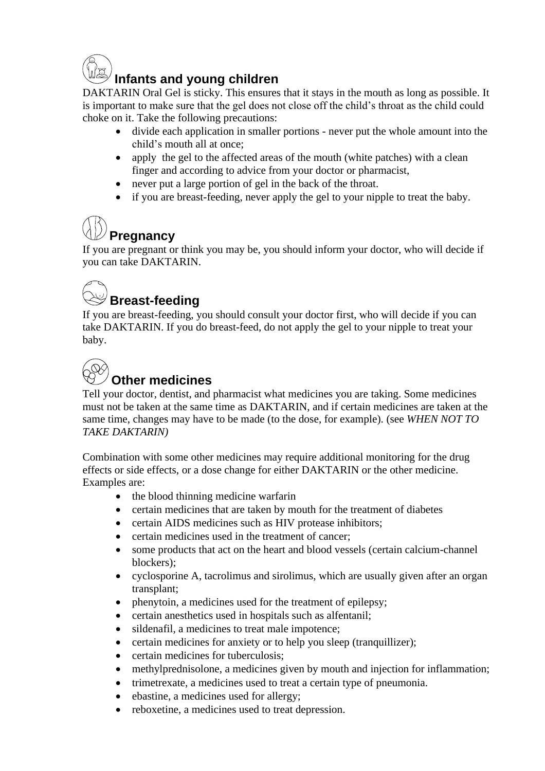## Infants and young children

DAKTARIN Oral Gel is sticky. This ensures that it stays in the mouth as long as possible. It is important to make sure that the gel does not close off the child's throat as the child could choke on it. Take the following precautions:

- divide each application in smaller portions - never put the whole amount into the child's mouth all at once;
- apply the gel to the affected areas of the mouth (white patches) with a clean finger and according to advice from your doctor or pharmacist,
- never put a large portion of gel in the back of the throat.
- if you are breast-feeding, never apply the gel to your nipple to treat the baby.

## Pregnancy

If you are pregnant or think you may be, you should inform your doctor, who will decide if you can take DAKTARIN.

## Breast-feeding

If you are breast-feeding, you should consult your doctor first, who will decide if you can take DAKTARIN. If you do breast-feed, do not apply the gel to your nipple to treat your baby.

## Other medicines

Tell your doctor, dentist, and pharmacist what medicines you are taking. Some medicines must not be taken at the same time as DAKTARIN, and if certain medicines are taken at the same time, changes may have to be made (to the dose, for example). (see *WHEN NOT TO TAKE DAKTARIN)*

Combination with some other medicines may require additional monitoring for the drug effects or side effects, or a dose change for either DAKTARIN or the other medicine. Examples are:

- the blood thinning medicine warfarin
- certain medicines that are taken by mouth for the treatment of diabetes
- certain AIDS medicines such as HIV protease inhibitors;
- certain medicines used in the treatment of cancer;
- some products that act on the heart and blood vessels (certain calcium-channel blockers);
- cyclosporine A, tacrolimus and sirolimus, which are usually given after an organ transplant;
- phenytoin, a medicines used for the treatment of epilepsy;
- certain anesthetics used in hospitals such as alfentanil;
- sildenafil, a medicines to treat male impotence;
- certain medicines for anxiety or to help you sleep (tranquillizer);
- certain medicines for tuberculosis;
- methylprednisolone, a medicines given by mouth and injection for inflammation;
- trimetrexate, a medicines used to treat a certain type of pneumonia.
- ebastine, a medicines used for allergy;
- reboxetine, a medicines used to treat depression.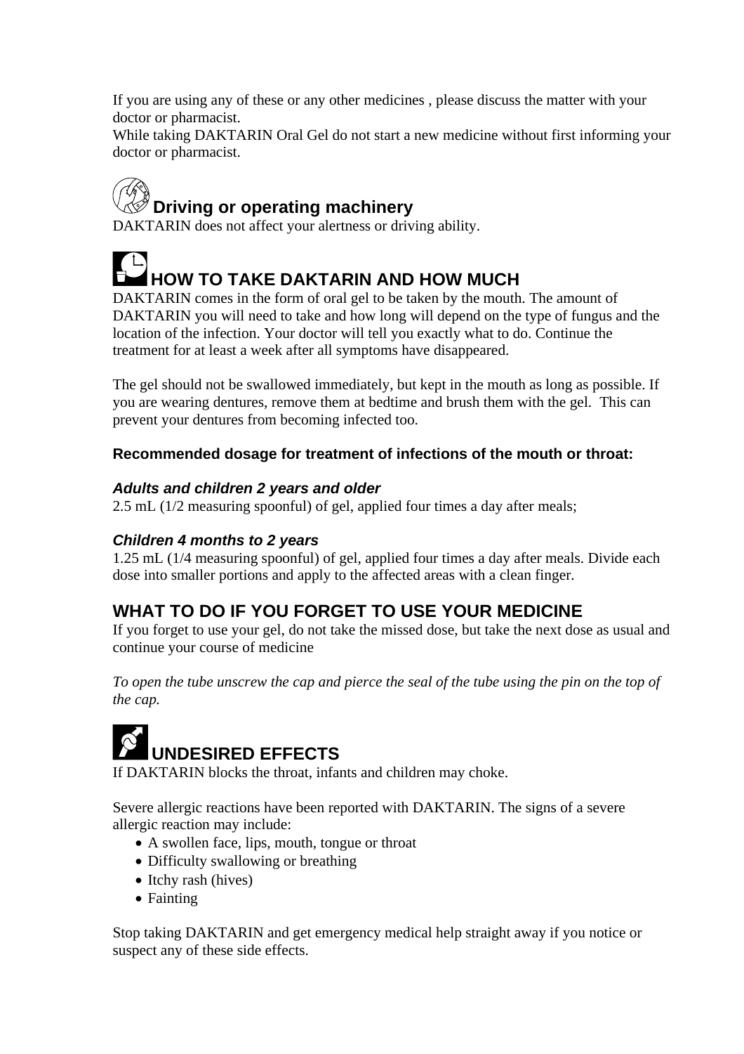If you are using any of these or any other medicines , please discuss the matter with your doctor or pharmacist.
While taking DAKTARIN Oral Gel do not start a new medicine without first informing your doctor or pharmacist.

## Driving or operating machinery

DAKTARIN does not affect your alertness or driving ability.

## HOW TO TAKE DAKTARIN AND HOW MUCH

DAKTARIN comes in the form of oral gel to be taken by the mouth. The amount of DAKTARIN you will need to take and how long will depend on the type of fungus and the location of the infection. Your doctor will tell you exactly what to do. Continue the treatment for at least a week after all symptoms have disappeared.

The gel should not be swallowed immediately, but kept in the mouth as long as possible. If you are wearing dentures, remove them at bedtime and brush them with the gel. This can prevent your dentures from becoming infected too.

**Recommended dosage for treatment of infections of the mouth or throat:**

***Adults and children 2 years and older***
2.5 mL (1/2 measuring spoonful) of gel, applied four times a day after meals;

***Children 4 months to 2 years***
1.25 mL (1/4 measuring spoonful) of gel, applied four times a day after meals. Divide each dose into smaller portions and apply to the affected areas with a clean finger.

## WHAT TO DO IF YOU FORGET TO USE YOUR MEDICINE

If you forget to use your gel, do not take the missed dose, but take the next dose as usual and continue your course of medicine

*To open the tube unscrew the cap and pierce the seal of the tube using the pin on the top of the cap.*

## UNDESIRED EFFECTS

If DAKTARIN blocks the throat, infants and children may choke.

Severe allergic reactions have been reported with DAKTARIN. The signs of a severe allergic reaction may include:

- A swollen face, lips, mouth, tongue or throat
- Difficulty swallowing or breathing
- Itchy rash (hives)
- Fainting

Stop taking DAKTARIN and get emergency medical help straight away if you notice or suspect any of these side effects.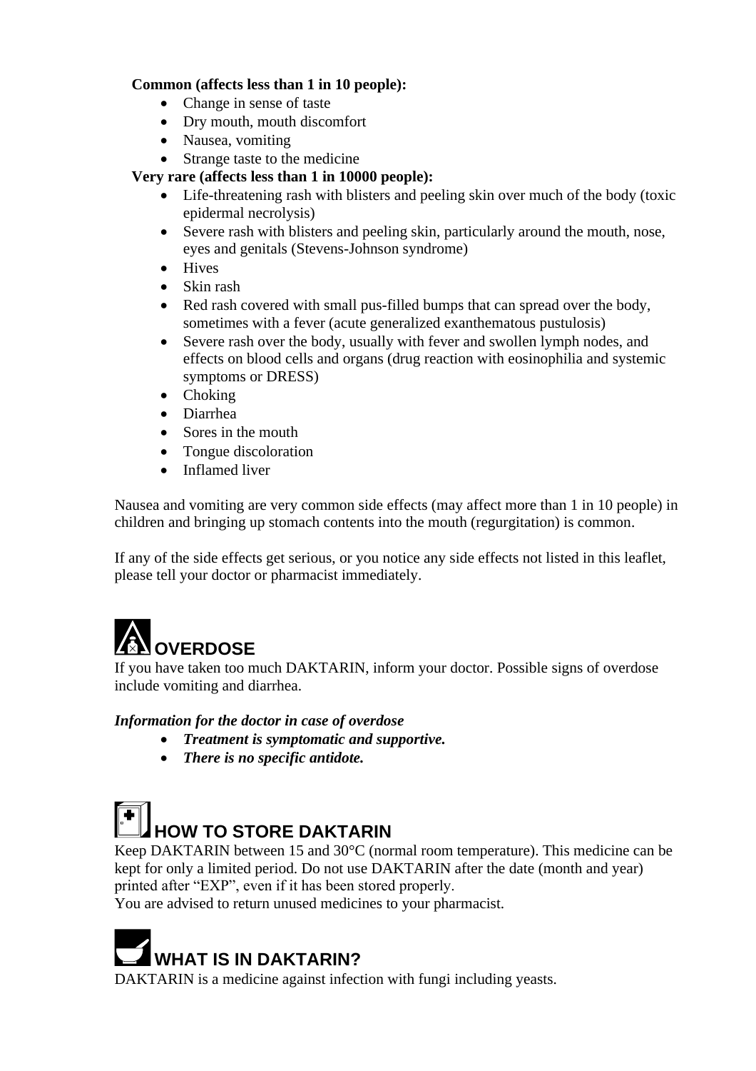**Common (affects less than 1 in 10 people):**

- Change in sense of taste
- Dry mouth, mouth discomfort
- Nausea, vomiting
- Strange taste to the medicine

**Very rare (affects less than 1 in 10000 people):**

- Life-threatening rash with blisters and peeling skin over much of the body (toxic epidermal necrolysis)
- Severe rash with blisters and peeling skin, particularly around the mouth, nose, eyes and genitals (Stevens-Johnson syndrome)
- Hives
- Skin rash
- Red rash covered with small pus-filled bumps that can spread over the body, sometimes with a fever (acute generalized exanthematous pustulosis)
- Severe rash over the body, usually with fever and swollen lymph nodes, and effects on blood cells and organs (drug reaction with eosinophilia and systemic symptoms or DRESS)
- Choking
- Diarrhea
- Sores in the mouth
- Tongue discoloration
- Inflamed liver

Nausea and vomiting are very common side effects (may affect more than 1 in 10 people) in children and bringing up stomach contents into the mouth (regurgitation) is common.

If any of the side effects get serious, or you notice any side effects not listed in this leaflet, please tell your doctor or pharmacist immediately.

## OVERDOSE

If you have taken too much DAKTARIN, inform your doctor. Possible signs of overdose include vomiting and diarrhea.

***Information for the doctor in case of overdose***

- ***Treatment is symptomatic and supportive.***
- ***There is no specific antidote.***

## HOW TO STORE DAKTARIN

Keep DAKTARIN between 15 and 30°C (normal room temperature). This medicine can be kept for only a limited period. Do not use DAKTARIN after the date (month and year) printed after "EXP", even if it has been stored properly.
You are advised to return unused medicines to your pharmacist.

## WHAT IS IN DAKTARIN?

DAKTARIN is a medicine against infection with fungi including yeasts.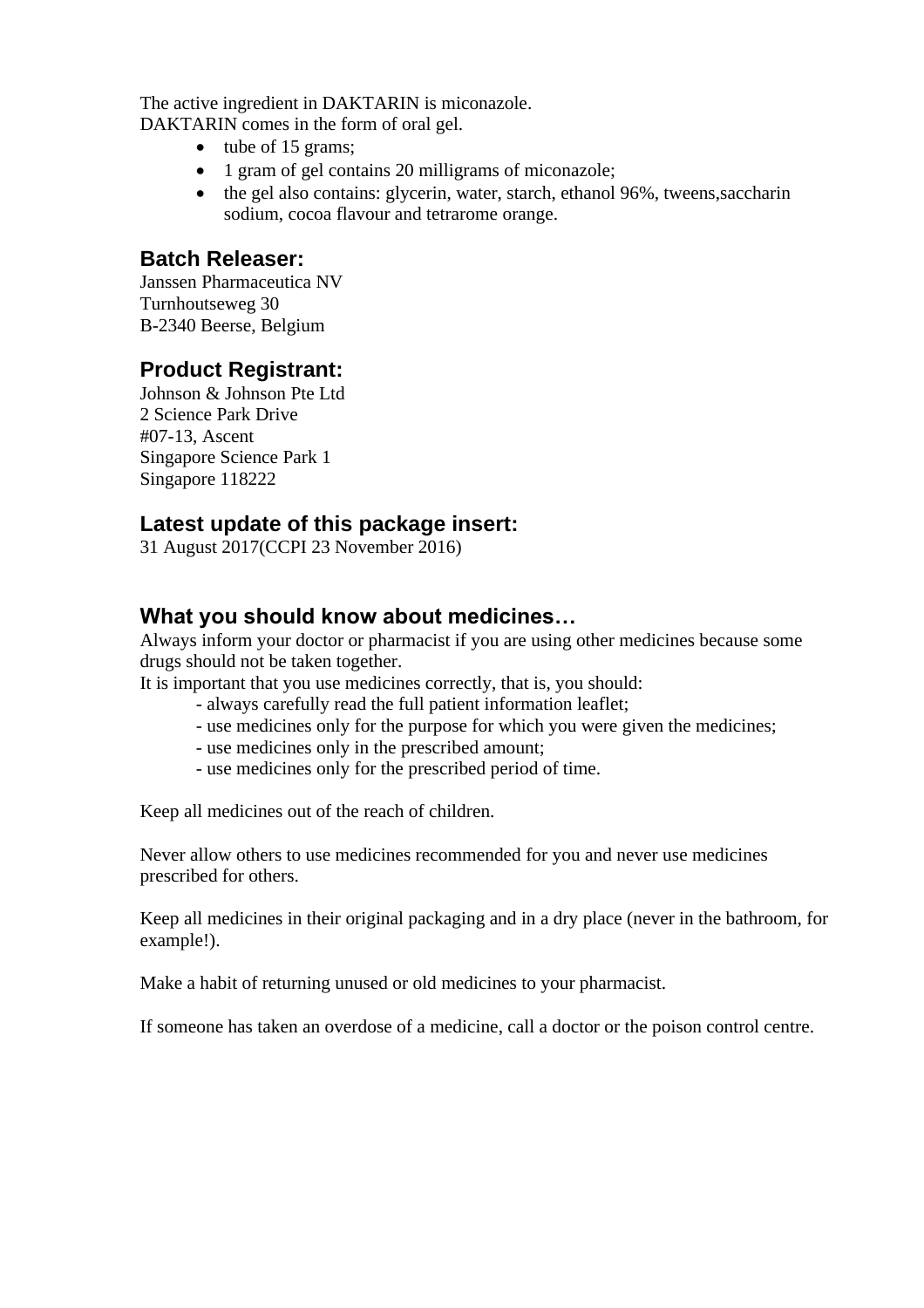The active ingredient in DAKTARIN is miconazole.
DAKTARIN comes in the form of oral gel.

- tube of 15 grams;
- 1 gram of gel contains 20 milligrams of miconazole;
- the gel also contains: glycerin, water, starch, ethanol 96%, tweens,saccharin sodium, cocoa flavour and tetrarome orange.

## Batch Releaser:

Janssen Pharmaceutica NV
Turnhoutseweg 30
B-2340 Beerse, Belgium

## Product Registrant:

Johnson & Johnson Pte Ltd
2 Science Park Drive
#07-13, Ascent
Singapore Science Park 1
Singapore 118222

## Latest update of this package insert:

31 August 2017(CCPI 23 November 2016)

## What you should know about medicines…

Always inform your doctor or pharmacist if you are using other medicines because some drugs should not be taken together.
It is important that you use medicines correctly, that is, you should:

- always carefully read the full patient information leaflet;
- use medicines only for the purpose for which you were given the medicines;
- use medicines only in the prescribed amount;
- use medicines only for the prescribed period of time.

Keep all medicines out of the reach of children.

Never allow others to use medicines recommended for you and never use medicines prescribed for others.

Keep all medicines in their original packaging and in a dry place (never in the bathroom, for example!).

Make a habit of returning unused or old medicines to your pharmacist.

If someone has taken an overdose of a medicine, call a doctor or the poison control centre.